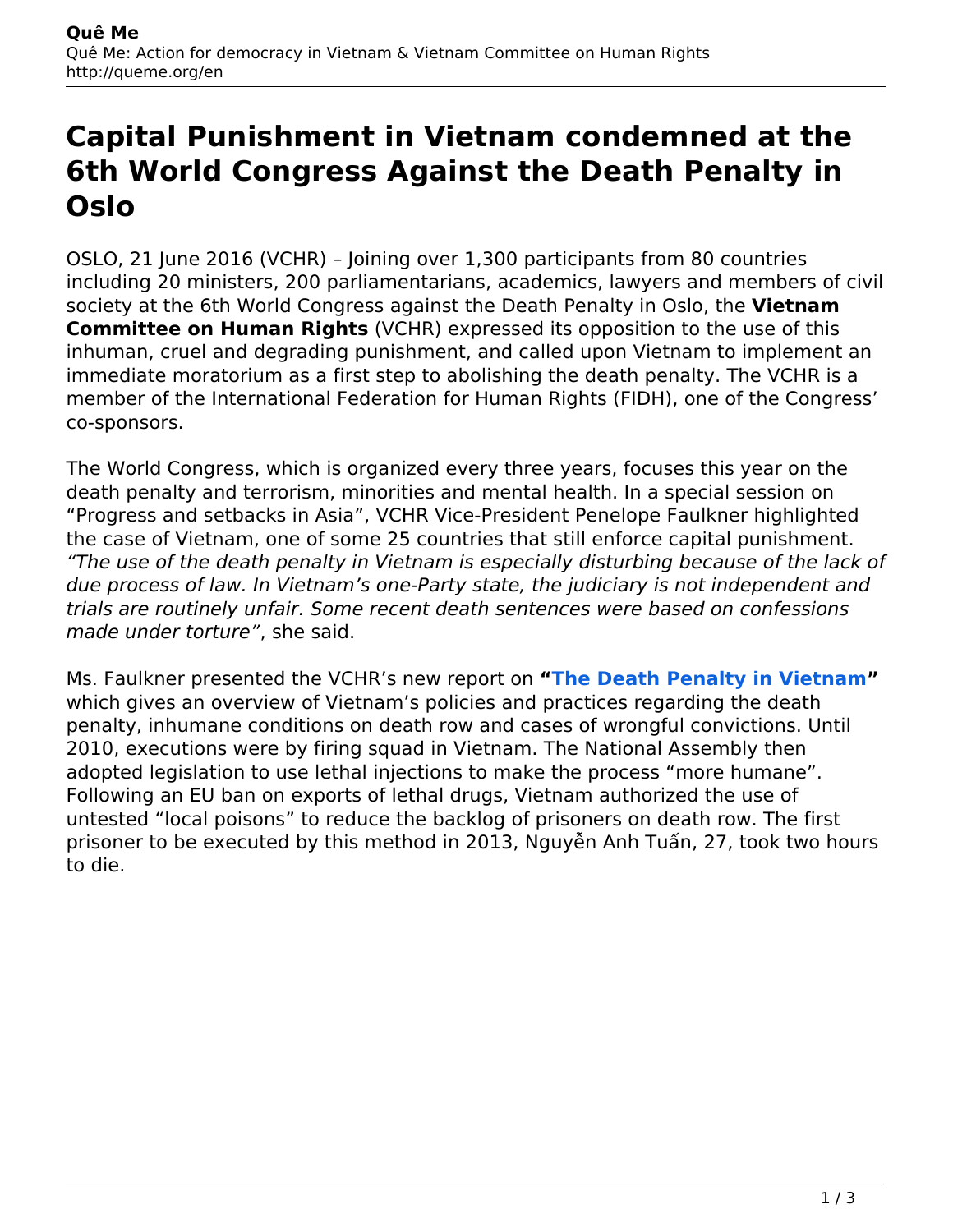# Capital Punishment in Vietnam condemned at the 6th World Congress Against the Death Penalty in Oslo

OSLO, 21 June 2016 (VCHR) – Joining over 1,300 participants from 80 countries including 20 ministers, 200 parliamentarians, academics, lawyers and members of civil society at the 6th World Congress against the Death Penalty in Oslo, the **Vietnam Committee on Human Rights** (VCHR) expressed its opposition to the use of this inhuman, cruel and degrading punishment, and called upon Vietnam to implement an immediate moratorium as a first step to abolishing the death penalty. The VCHR is a member of the International Federation for Human Rights (FIDH), one of the Congress' co-sponsors.

The World Congress, which is organized every three years, focuses this year on the death penalty and terrorism, minorities and mental health. In a special session on "Progress and setbacks in Asia", VCHR Vice-President Penelope Faulkner highlighted the case of Vietnam, one of some 25 countries that still enforce capital punishment. *"The use of the death penalty in Vietnam is especially disturbing because of the lack of due process of law. In Vietnam's one-Party state, the judiciary is not independent and trials are routinely unfair. Some recent death sentences were based on confessions made under torture"*, she said.

Ms. Faulkner presented the VCHR's new report on **"The Death Penalty in Vietnam"** which gives an overview of Vietnam's policies and practices regarding the death penalty, inhumane conditions on death row and cases of wrongful convictions. Until 2010, executions were by firing squad in Vietnam. The National Assembly then adopted legislation to use lethal injections to make the process "more humane". Following an EU ban on exports of lethal drugs, Vietnam authorized the use of untested "local poisons" to reduce the backlog of prisoners on death row. The first prisoner to be executed by this method in 2013, Nguyễn Anh Tuấn, 27, took two hours to die.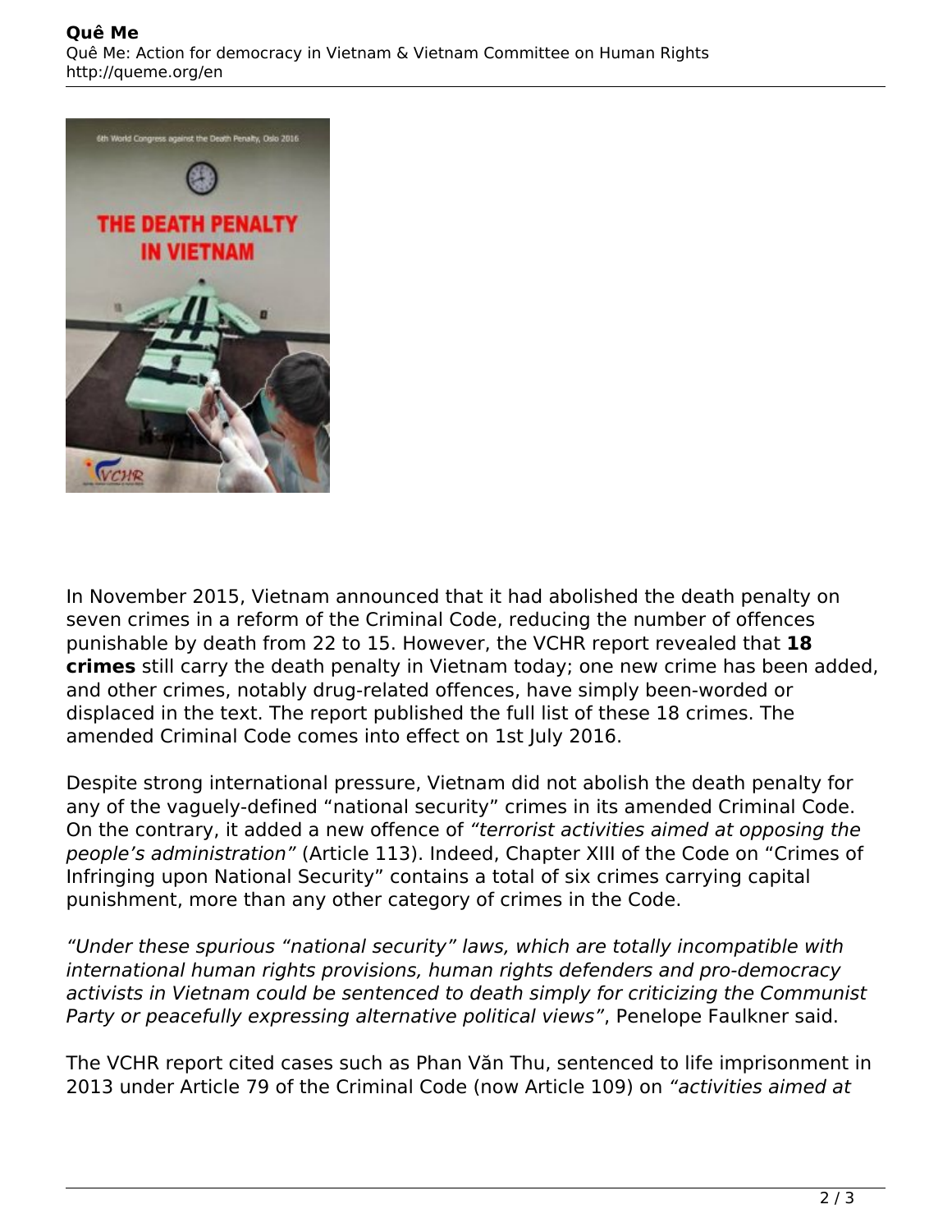In November 2015, Vietnam announced that it had abolished the death penalty on seven crimes in a reform of the Criminal Code, reducing the number of offences punishable by death from 22 to 15. However, the VCHR report revealed that **18 crimes** still carry the death penalty in Vietnam today; one new crime has been added, and other crimes, notably drug-related offences, have simply been-worded or displaced in the text. The report published the full list of these 18 crimes. The amended Criminal Code comes into effect on 1st July 2016.

Despite strong international pressure, Vietnam did not abolish the death penalty for any of the vaguely-defined "national security" crimes in its amended Criminal Code. On the contrary, it added a new offence of *"terrorist activities aimed at opposing the people's administration"* (Article 113). Indeed, Chapter XIII of the Code on "Crimes of Infringing upon National Security" contains a total of six crimes carrying capital punishment, more than any other category of crimes in the Code.

*"Under these spurious "national security" laws, which are totally incompatible with international human rights provisions, human rights defenders and pro-democracy activists in Vietnam could be sentenced to death simply for criticizing the Communist Party or peacefully expressing alternative political views"*, Penelope Faulkner said.

The VCHR report cited cases such as Phan Văn Thu, sentenced to life imprisonment in 2013 under Article 79 of the Criminal Code (now Article 109) on *"activities aimed at*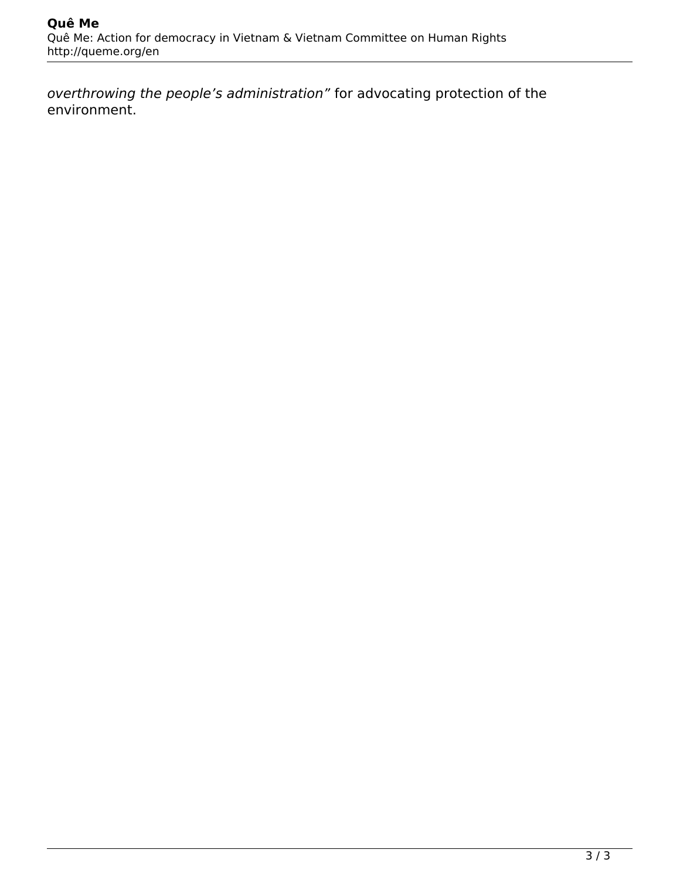*overthrowing the people's administration"* for advocating protection of the environment.